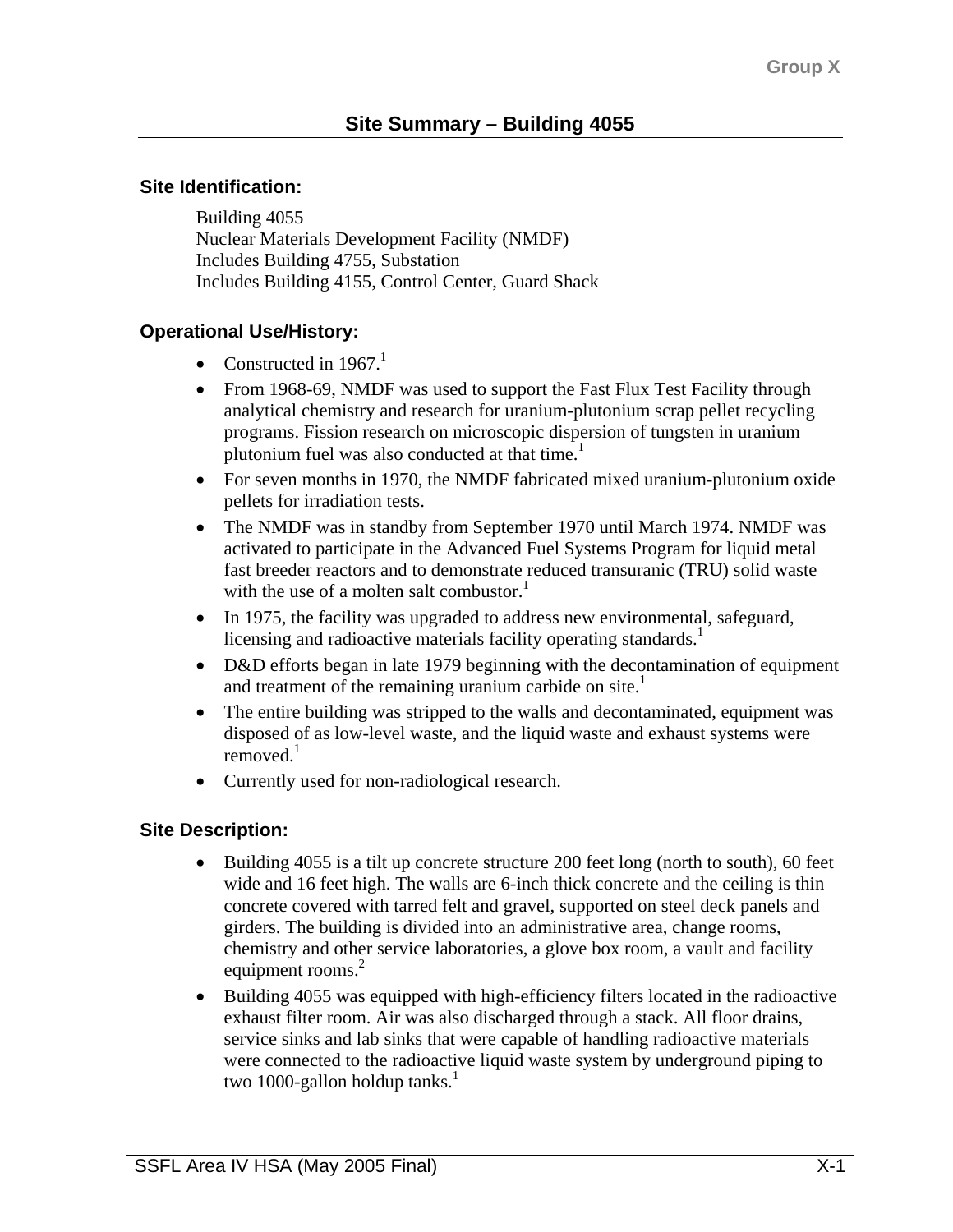# Site Summary – Building 4055

## Site Identification:

Building 4055
Nuclear Materials Development Facility (NMDF)
Includes Building 4755, Substation
Includes Building 4155, Control Center, Guard Shack

## Operational Use/History:

- Constructed in 1967.[1]
- From 1968-69, NMDF was used to support the Fast Flux Test Facility through analytical chemistry and research for uranium-plutonium scrap pellet recycling programs. Fission research on microscopic dispersion of tungsten in uranium plutonium fuel was also conducted at that time.[1]
- For seven months in 1970, the NMDF fabricated mixed uranium-plutonium oxide pellets for irradiation tests.
- The NMDF was in standby from September 1970 until March 1974. NMDF was activated to participate in the Advanced Fuel Systems Program for liquid metal fast breeder reactors and to demonstrate reduced transuranic (TRU) solid waste with the use of a molten salt combustor.[1]
- In 1975, the facility was upgraded to address new environmental, safeguard, licensing and radioactive materials facility operating standards.[1]
- D&D efforts began in late 1979 beginning with the decontamination of equipment and treatment of the remaining uranium carbide on site.[1]
- The entire building was stripped to the walls and decontaminated, equipment was disposed of as low-level waste, and the liquid waste and exhaust systems were removed.[1]
- Currently used for non-radiological research.

## Site Description:

- Building 4055 is a tilt up concrete structure 200 feet long (north to south), 60 feet wide and 16 feet high. The walls are 6-inch thick concrete and the ceiling is thin concrete covered with tarred felt and gravel, supported on steel deck panels and girders. The building is divided into an administrative area, change rooms, chemistry and other service laboratories, a glove box room, a vault and facility equipment rooms.[2]
- Building 4055 was equipped with high-efficiency filters located in the radioactive exhaust filter room. Air was also discharged through a stack. All floor drains, service sinks and lab sinks that were capable of handling radioactive materials were connected to the radioactive liquid waste system by underground piping to two 1000-gallon holdup tanks.[1]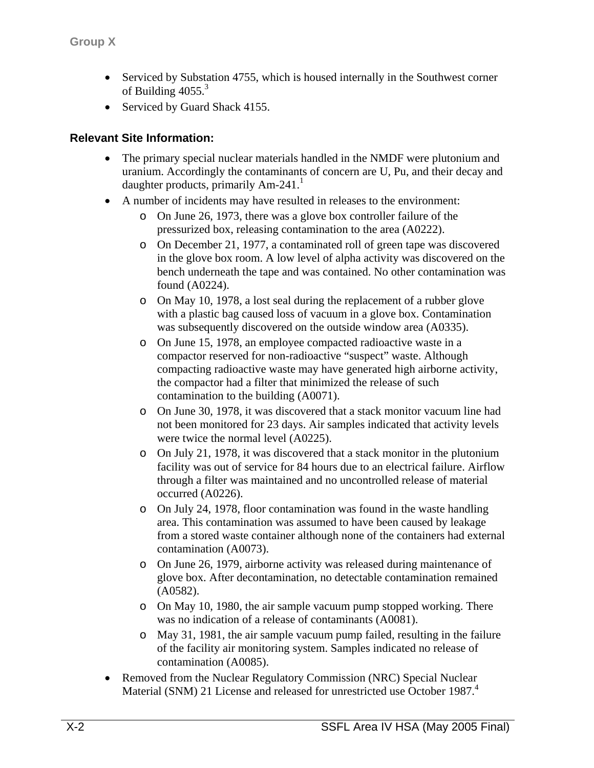- Serviced by Substation 4755, which is housed internally in the Southwest corner of Building 4055.[3]
- Serviced by Guard Shack 4155.

**Relevant Site Information:**

- The primary special nuclear materials handled in the NMDF were plutonium and uranium. Accordingly the contaminants of concern are U, Pu, and their decay and daughter products, primarily Am-241.[1]
- A number of incidents may have resulted in releases to the environment:
  - On June 26, 1973, there was a glove box controller failure of the pressurized box, releasing contamination to the area (A0222).
  - On December 21, 1977, a contaminated roll of green tape was discovered in the glove box room. A low level of alpha activity was discovered on the bench underneath the tape and was contained. No other contamination was found (A0224).
  - On May 10, 1978, a lost seal during the replacement of a rubber glove with a plastic bag caused loss of vacuum in a glove box. Contamination was subsequently discovered on the outside window area (A0335).
  - On June 15, 1978, an employee compacted radioactive waste in a compactor reserved for non-radioactive "suspect" waste. Although compacting radioactive waste may have generated high airborne activity, the compactor had a filter that minimized the release of such contamination to the building (A0071).
  - On June 30, 1978, it was discovered that a stack monitor vacuum line had not been monitored for 23 days. Air samples indicated that activity levels were twice the normal level (A0225).
  - On July 21, 1978, it was discovered that a stack monitor in the plutonium facility was out of service for 84 hours due to an electrical failure. Airflow through a filter was maintained and no uncontrolled release of material occurred (A0226).
  - On July 24, 1978, floor contamination was found in the waste handling area. This contamination was assumed to have been caused by leakage from a stored waste container although none of the containers had external contamination (A0073).
  - On June 26, 1979, airborne activity was released during maintenance of glove box. After decontamination, no detectable contamination remained (A0582).
  - On May 10, 1980, the air sample vacuum pump stopped working. There was no indication of a release of contaminants (A0081).
  - May 31, 1981, the air sample vacuum pump failed, resulting in the failure of the facility air monitoring system. Samples indicated no release of contamination (A0085).
- Removed from the Nuclear Regulatory Commission (NRC) Special Nuclear Material (SNM) 21 License and released for unrestricted use October 1987.[4]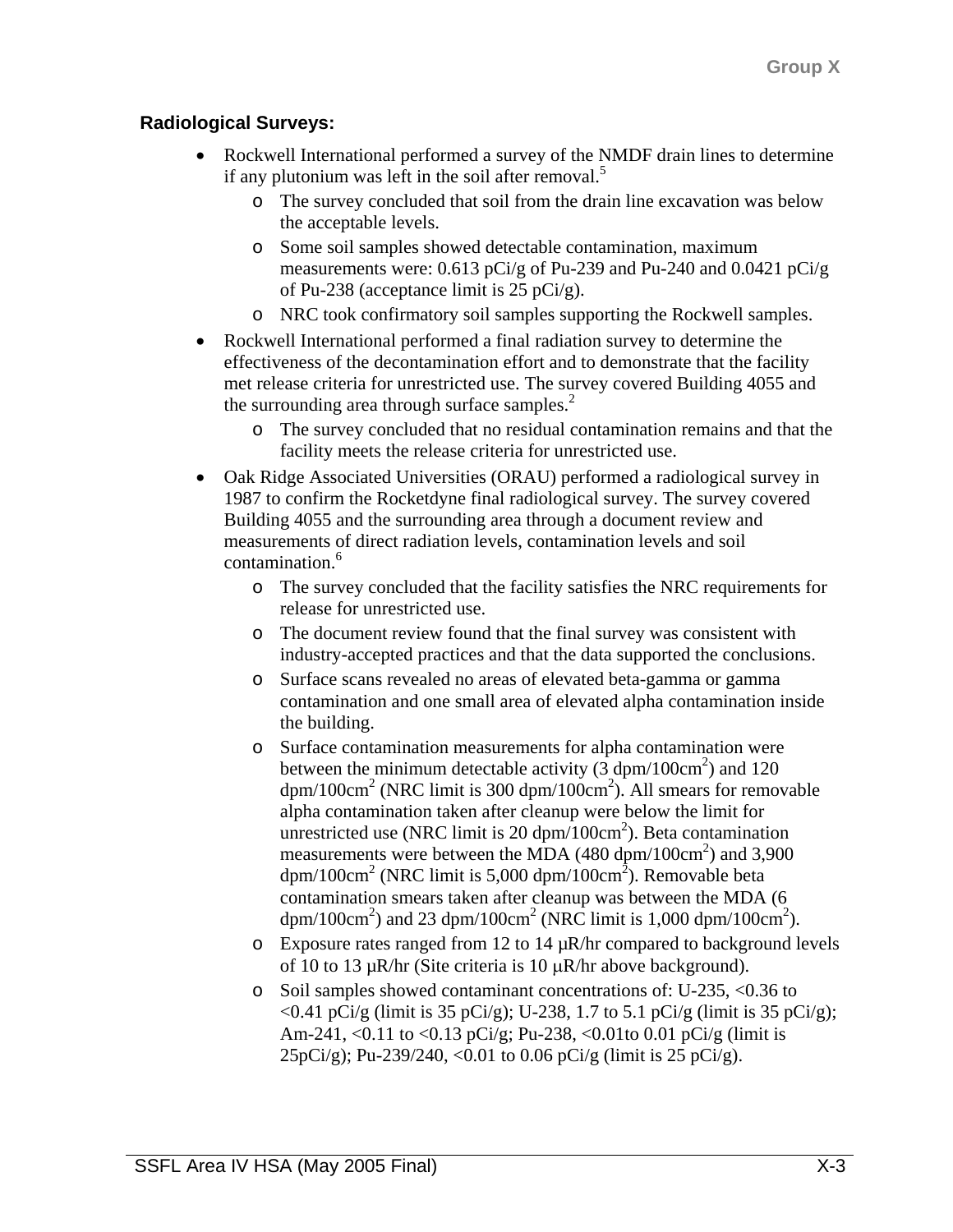**Radiological Surveys:**

- Rockwell International performed a survey of the NMDF drain lines to determine if any plutonium was left in the soil after removal.[5]
  - The survey concluded that soil from the drain line excavation was below the acceptable levels.
  - Some soil samples showed detectable contamination, maximum measurements were: 0.613 pCi/g of Pu-239 and Pu-240 and 0.0421 pCi/g of Pu-238 (acceptance limit is 25 pCi/g).
  - NRC took confirmatory soil samples supporting the Rockwell samples.
- Rockwell International performed a final radiation survey to determine the effectiveness of the decontamination effort and to demonstrate that the facility met release criteria for unrestricted use. The survey covered Building 4055 and the surrounding area through surface samples.[2]
  - The survey concluded that no residual contamination remains and that the facility meets the release criteria for unrestricted use.
- Oak Ridge Associated Universities (ORAU) performed a radiological survey in 1987 to confirm the Rocketdyne final radiological survey. The survey covered Building 4055 and the surrounding area through a document review and measurements of direct radiation levels, contamination levels and soil contamination.[6]
  - The survey concluded that the facility satisfies the NRC requirements for release for unrestricted use.
  - The document review found that the final survey was consistent with industry-accepted practices and that the data supported the conclusions.
  - Surface scans revealed no areas of elevated beta-gamma or gamma contamination and one small area of elevated alpha contamination inside the building.
  - Surface contamination measurements for alpha contamination were between the minimum detectable activity (3 dpm/100cm$^2$) and 120 dpm/100cm$^2$ (NRC limit is 300 dpm/100cm$^2$). All smears for removable alpha contamination taken after cleanup were below the limit for unrestricted use (NRC limit is 20 dpm/100cm$^2$). Beta contamination measurements were between the MDA (480 dpm/100cm$^2$) and 3,900 dpm/100cm$^2$ (NRC limit is 5,000 dpm/100cm$^2$). Removable beta contamination smears taken after cleanup was between the MDA (6 dpm/100cm$^2$) and 23 dpm/100cm$^2$ (NRC limit is 1,000 dpm/100cm$^2$).
  - Exposure rates ranged from 12 to 14 µR/hr compared to background levels of 10 to 13 µR/hr (Site criteria is 10 µR/hr above background).
  - Soil samples showed contaminant concentrations of: U-235, <0.36 to <0.41 pCi/g (limit is 35 pCi/g); U-238, 1.7 to 5.1 pCi/g (limit is 35 pCi/g); Am-241, <0.11 to <0.13 pCi/g; Pu-238, <0.01to 0.01 pCi/g (limit is 25pCi/g); Pu-239/240, <0.01 to 0.06 pCi/g (limit is 25 pCi/g).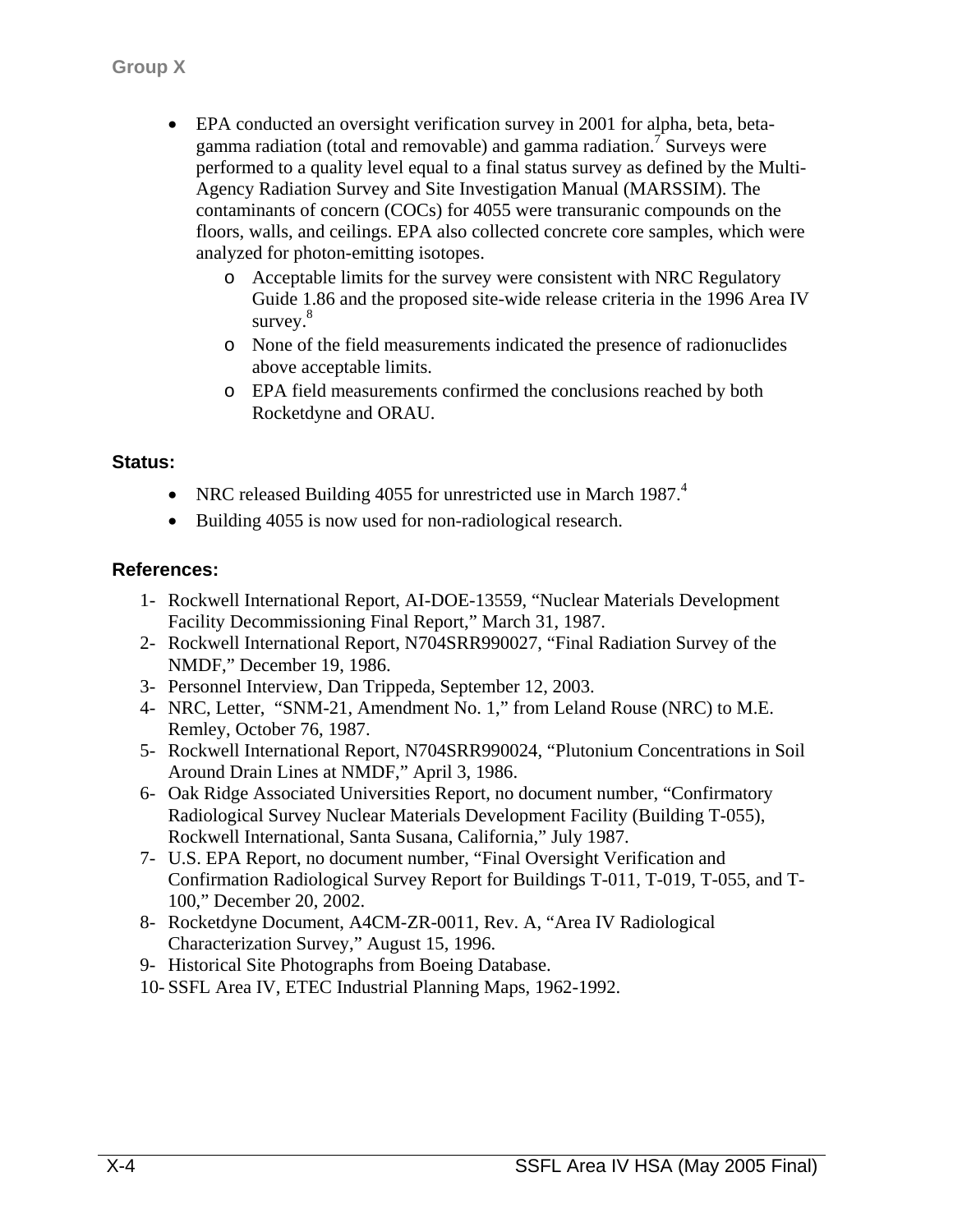- EPA conducted an oversight verification survey in 2001 for alpha, beta, beta-gamma radiation (total and removable) and gamma radiation.[7] Surveys were performed to a quality level equal to a final status survey as defined by the Multi-Agency Radiation Survey and Site Investigation Manual (MARSSIM). The contaminants of concern (COCs) for 4055 were transuranic compounds on the floors, walls, and ceilings. EPA also collected concrete core samples, which were analyzed for photon-emitting isotopes.
  - Acceptable limits for the survey were consistent with NRC Regulatory Guide 1.86 and the proposed site-wide release criteria in the 1996 Area IV survey.[8]
  - None of the field measurements indicated the presence of radionuclides above acceptable limits.
  - EPA field measurements confirmed the conclusions reached by both Rocketdyne and ORAU.

**Status:**

- NRC released Building 4055 for unrestricted use in March 1987.[4]
- Building 4055 is now used for non-radiological research.

**References:**

1- Rockwell International Report, AI-DOE-13559, "Nuclear Materials Development Facility Decommissioning Final Report," March 31, 1987.
2- Rockwell International Report, N704SRR990027, "Final Radiation Survey of the NMDF," December 19, 1986.
3- Personnel Interview, Dan Trippeda, September 12, 2003.
4- NRC, Letter, "SNM-21, Amendment No. 1," from Leland Rouse (NRC) to M.E. Remley, October 76, 1987.
5- Rockwell International Report, N704SRR990024, "Plutonium Concentrations in Soil Around Drain Lines at NMDF," April 3, 1986.
6- Oak Ridge Associated Universities Report, no document number, "Confirmatory Radiological Survey Nuclear Materials Development Facility (Building T-055), Rockwell International, Santa Susana, California," July 1987.
7- U.S. EPA Report, no document number, "Final Oversight Verification and Confirmation Radiological Survey Report for Buildings T-011, T-019, T-055, and T-100," December 20, 2002.
8- Rocketdyne Document, A4CM-ZR-0011, Rev. A, "Area IV Radiological Characterization Survey," August 15, 1996.
9- Historical Site Photographs from Boeing Database.
10- SSFL Area IV, ETEC Industrial Planning Maps, 1962-1992.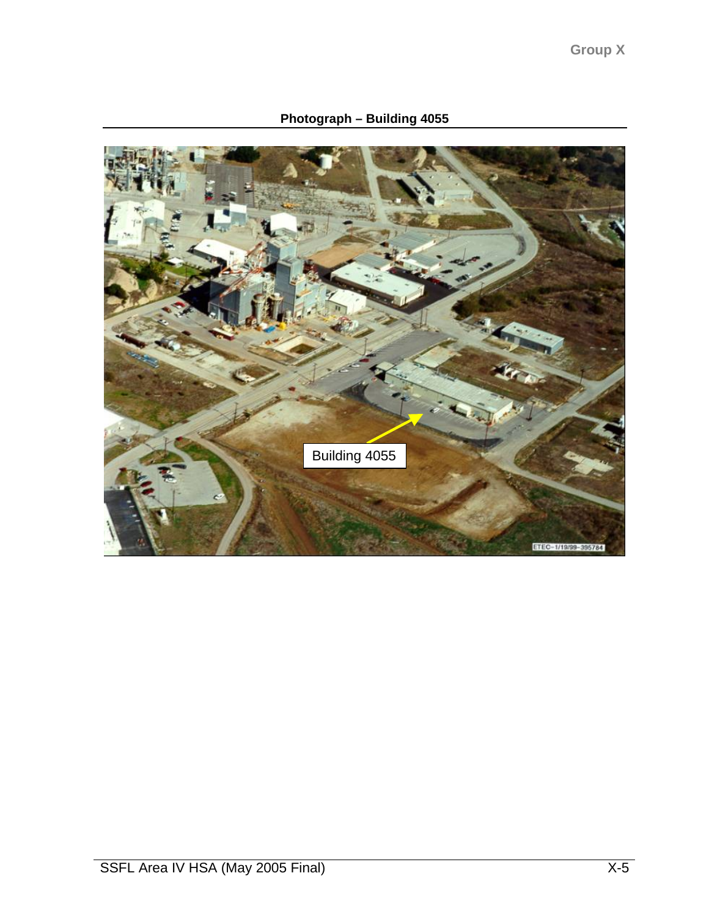**Photograph – Building 4055**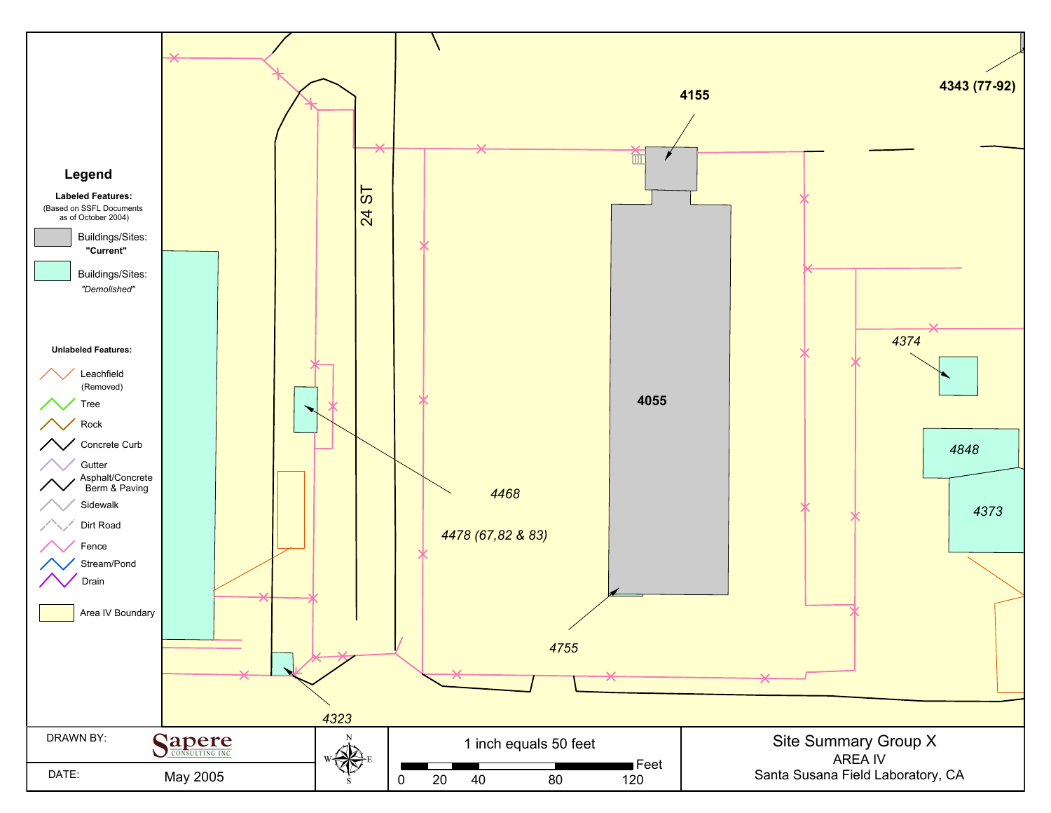## Legend

**Labeled Features:**
(Based on SSFL Documents as of October 2004)

Buildings/Sites: **"Current"**

Buildings/Sites: *"Demolished"*

**Unlabeled Features:**

Leachfield (Removed)

Tree

Rock

Concrete Curb

Gutter

Asphalt/Concrete Berm & Paving

Sidewalk

Dirt Road

Fence

Stream/Pond

Drain

Area IV Boundary

**4155**

**4343 (77-92)**

24 ST

**4055**

*4374*

*4848*

*4373*

*4468*

*4478 (67,82 & 83)*

*4755*

*4323*

DRAWN BY: Sapere CONSULTING INC

DATE: May 2005

1 inch equals 50 feet

0 20 40 80 120 Feet

Site Summary Group X
AREA IV
Santa Susana Field Laboratory, CA